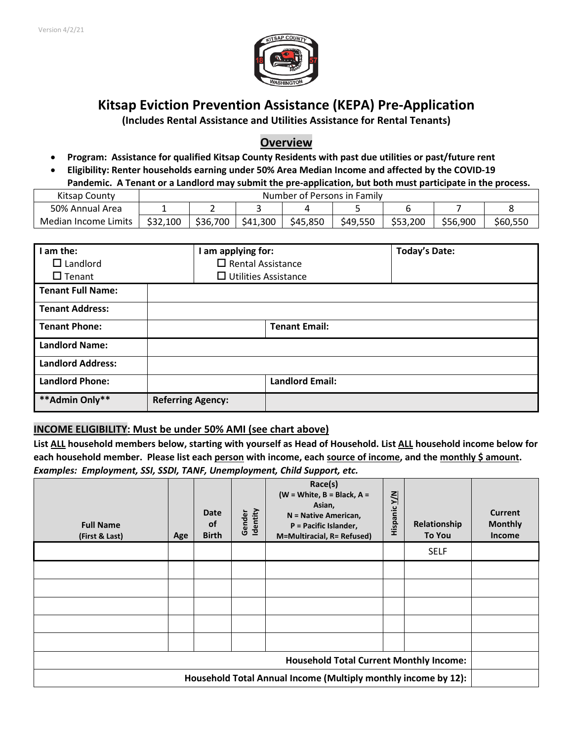Version 4/2/21

# Kitsap Eviction Prevention Assistance (KEPA) Pre-Application

**(Includes Rental Assistance and Utilities Assistance for Rental Tenants)**

## Overview

- **Program: Assistance for qualified Kitsap County Residents with past due utilities or past/future rent**
- **Eligibility: Renter households earning under 50% Area Median Income and affected by the COVID-19 Pandemic. A Tenant or a Landlord may submit the pre-application, but both must participate in the process.**

| Kitsap County | Number of Persons in Family | | | | | | | |
|---|---|---|---|---|---|---|---|---|
| 50% Annual Area Median Income Limits | 1 | 2 | 3 | 4 | 5 | 6 | 7 | 8 |
| | $32,100 | $36,700 | $41,300 | $45,850 | $49,550 | $53,200 | $56,900 | $60,550 |

| **I am the:** ☐ Landlord ☐ Tenant | **I am applying for:** ☐ Rental Assistance ☐ Utilities Assistance | **Today's Date:** |
|---|---|---|
| **Tenant Full Name:** | | |
| **Tenant Address:** | | |
| **Tenant Phone:** | | **Tenant Email:** |
| **Landlord Name:** | | |
| **Landlord Address:** | | |
| **Landlord Phone:** | | **Landlord Email:** |
| **\*\*Admin Only\*\*** | **Referring Agency:** | |

## INCOME ELIGIBILITY: Must be under 50% AMI (see chart above)

**List ALL household members below, starting with yourself as Head of Household. List ALL household income below for each household member. Please list each person with income, each source of income, and the monthly $ amount.**
***Examples: Employment, SSI, SSDI, TANF, Unemployment, Child Support, etc.***

| Full Name (First & Last) | Age | Date of Birth | Gender Identity | Race(s) (W = White, B = Black, A = Asian, N = Native American, P = Pacific Islander, M=Multiracial, R= Refused) | Hispanic Y/N | Relationship To You | Current Monthly Income |
|---|---|---|---|---|---|---|---|
| | | | | | | SELF | |
| | | | | | | | |
| | | | | | | | |
| | | | | | | | |
| | | | | | | | |
| | | | | | | | |
| **Household Total Current Monthly Income:** | | | | | | | |
| **Household Total Annual Income (Multiply monthly income by 12):** | | | | | | | |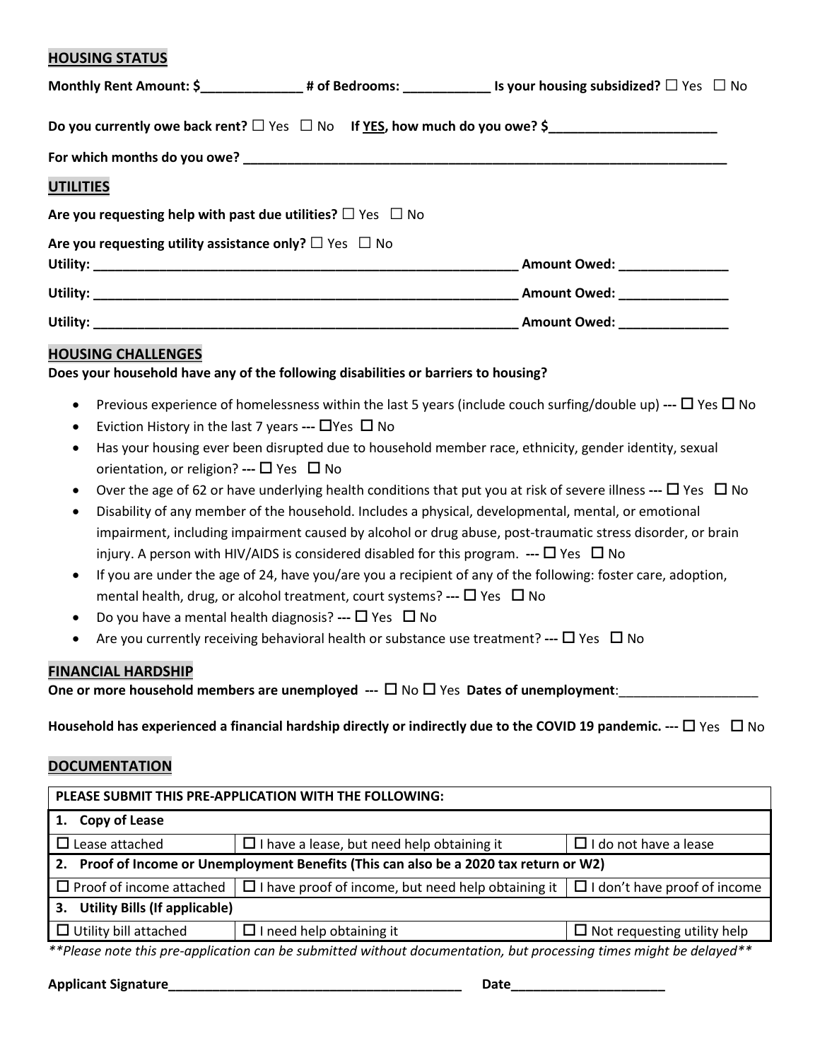## HOUSING STATUS

**Monthly Rent Amount: $______________ # of Bedrooms: ____________ Is your housing subsidized?** ☐ Yes ☐ No

**Do you currently owe back rent?** ☐ Yes ☐ No **If YES, how much do you owe? $_______________________**

**For which months do you owe? ______________________________________________________________________**

## UTILITIES

**Are you requesting help with past due utilities?** ☐ Yes ☐ No

**Are you requesting utility assistance only?** ☐ Yes ☐ No

**Utility: ____________________________________________________________ Amount Owed: _______________**

**Utility: ____________________________________________________________ Amount Owed: _______________**

**Utility: ____________________________________________________________ Amount Owed: _______________**

## HOUSING CHALLENGES

**Does your household have any of the following disabilities or barriers to housing?**

- Previous experience of homelessness within the last 5 years (include couch surfing/double up) **---** ☐ Yes ☐ No
- Eviction History in the last 7 years **---** ☐Yes ☐ No
- Has your housing ever been disrupted due to household member race, ethnicity, gender identity, sexual orientation, or religion? **---** ☐ Yes ☐ No
- Over the age of 62 or have underlying health conditions that put you at risk of severe illness **---** ☐ Yes ☐ No
- Disability of any member of the household. Includes a physical, developmental, mental, or emotional impairment, including impairment caused by alcohol or drug abuse, post-traumatic stress disorder, or brain injury. A person with HIV/AIDS is considered disabled for this program. **---** ☐ Yes ☐ No
- If you are under the age of 24, have you/are you a recipient of any of the following: foster care, adoption, mental health, drug, or alcohol treatment, court systems? **---** ☐ Yes ☐ No
- Do you have a mental health diagnosis? **---** ☐ Yes ☐ No
- Are you currently receiving behavioral health or substance use treatment? **---** ☐ Yes ☐ No

## FINANCIAL HARDSHIP

**One or more household members are unemployed ---** ☐ No ☐ Yes **Dates of unemployment**:___________________

**Household has experienced a financial hardship directly or indirectly due to the COVID 19 pandemic. ---** ☐ Yes ☐ No

## DOCUMENTATION

| PLEASE SUBMIT THIS PRE-APPLICATION WITH THE FOLLOWING: | | |
|---|---|---|
| **1. Copy of Lease** | | |
| ☐ Lease attached | ☐ I have a lease, but need help obtaining it | ☐ I do not have a lease |
| **2. Proof of Income or Unemployment Benefits (This can also be a 2020 tax return or W2)** | | |
| ☐ Proof of income attached | ☐ I have proof of income, but need help obtaining it | ☐ I don't have proof of income |
| **3. Utility Bills (If applicable)** | | |
| ☐ Utility bill attached | ☐ I need help obtaining it | ☐ Not requesting utility help |

*\*\*Please note this pre-application can be submitted without documentation, but processing times might be delayed\*\**

**Applicant Signature_________________________________________ Date_____________________**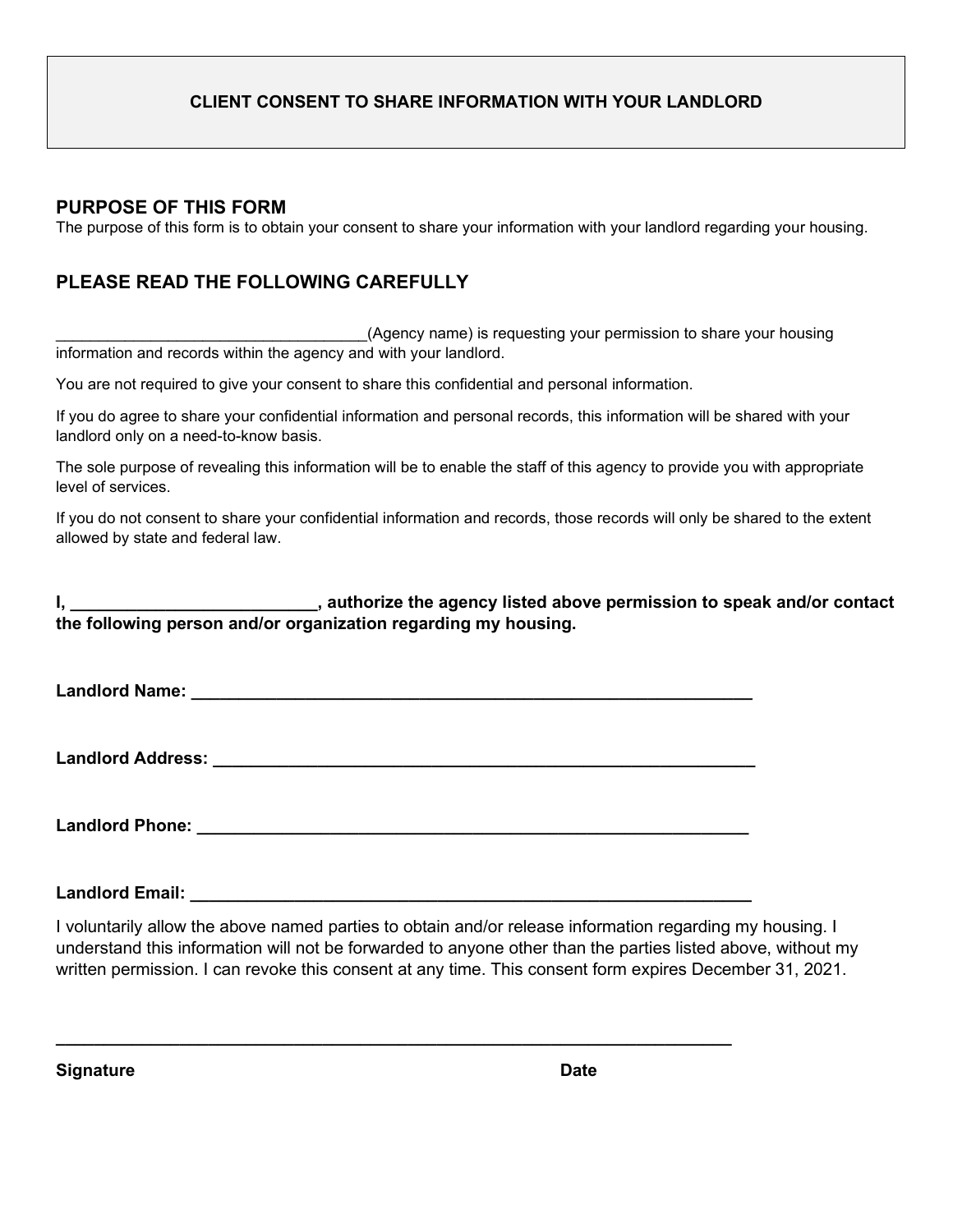**CLIENT CONSENT TO SHARE INFORMATION WITH YOUR LANDLORD**

## PURPOSE OF THIS FORM

The purpose of this form is to obtain your consent to share your information with your landlord regarding your housing.

## PLEASE READ THE FOLLOWING CAREFULLY

____________________________________(Agency name) is requesting your permission to share your housing information and records within the agency and with your landlord.

You are not required to give your consent to share this confidential and personal information.

If you do agree to share your confidential information and personal records, this information will be shared with your landlord only on a need-to-know basis.

The sole purpose of revealing this information will be to enable the staff of this agency to provide you with appropriate level of services.

If you do not consent to share your confidential information and records, those records will only be shared to the extent allowed by state and federal law.

**I, __________________________, authorize the agency listed above permission to speak and/or contact the following person and/or organization regarding my housing.**

**Landlord Name: ______________________________________________________________**

**Landlord Address: ____________________________________________________________**

**Landlord Phone: ______________________________________________________________**

**Landlord Email: ______________________________________________________________**

I voluntarily allow the above named parties to obtain and/or release information regarding my housing. I understand this information will not be forwarded to anyone other than the parties listed above, without my written permission. I can revoke this consent at any time. This consent form expires December 31, 2021.

______________________________________________________________________

**Signature** **Date**